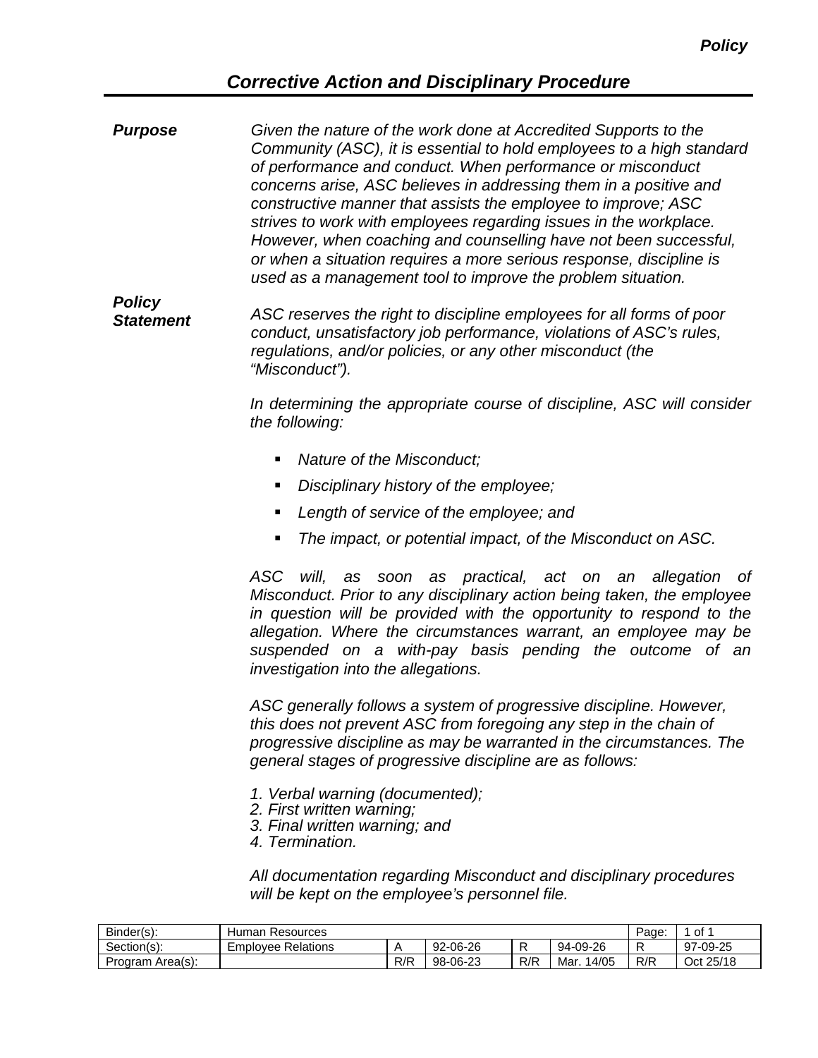*Policy*

# *Corrective Action and Disciplinary Procedure*

***Purpose***

*Given the nature of the work done at Accredited Supports to the Community (ASC), it is essential to hold employees to a high standard of performance and conduct. When performance or misconduct concerns arise, ASC believes in addressing them in a positive and constructive manner that assists the employee to improve; ASC strives to work with employees regarding issues in the workplace. However, when coaching and counselling have not been successful, or when a situation requires a more serious response, discipline is used as a management tool to improve the problem situation.*

***Policy Statement***

*ASC reserves the right to discipline employees for all forms of poor conduct, unsatisfactory job performance, violations of ASC's rules, regulations, and/or policies, or any other misconduct (the "Misconduct").*

*In determining the appropriate course of discipline, ASC will consider the following:*

- *Nature of the Misconduct;*
- *Disciplinary history of the employee;*
- *Length of service of the employee; and*
- *The impact, or potential impact, of the Misconduct on ASC.*

*ASC will, as soon as practical, act on an allegation of Misconduct. Prior to any disciplinary action being taken, the employee in question will be provided with the opportunity to respond to the allegation. Where the circumstances warrant, an employee may be suspended on a with-pay basis pending the outcome of an investigation into the allegations.*

*ASC generally follows a system of progressive discipline. However, this does not prevent ASC from foregoing any step in the chain of progressive discipline as may be warranted in the circumstances. The general stages of progressive discipline are as follows:*

1. *Verbal warning (documented);*
2. *First written warning;*
3. *Final written warning; and*
4. *Termination.*

*All documentation regarding Misconduct and disciplinary procedures will be kept on the employee's personnel file.*

| Binder(s): | Human Resources | | | | | Page: | 1 of 1 |
|---|---|---|---|---|---|---|---|
| Section(s): | Employee Relations | A | 92-06-26 | R | 94-09-26 | R | 97-09-25 |
| Program Area(s): | | R/R | 98-06-23 | R/R | Mar. 14/05 | R/R | Oct 25/18 |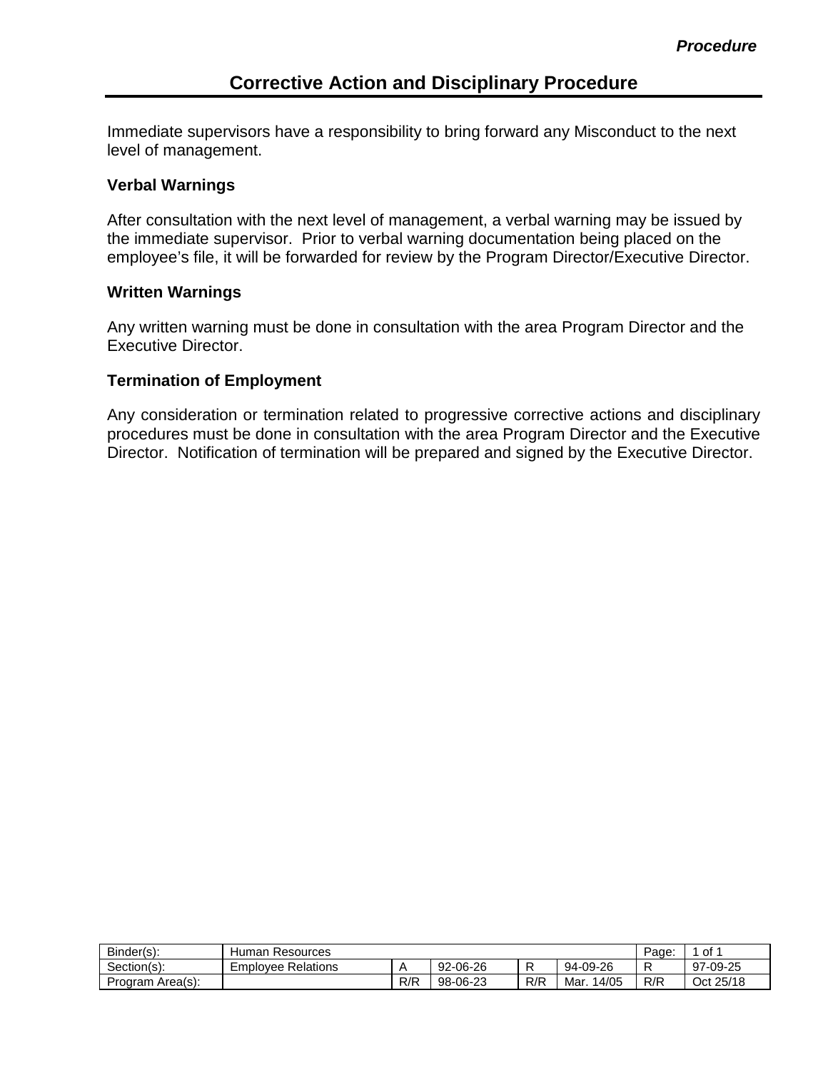# Corrective Action and Disciplinary Procedure

Immediate supervisors have a responsibility to bring forward any Misconduct to the next level of management.

### Verbal Warnings

After consultation with the next level of management, a verbal warning may be issued by the immediate supervisor. Prior to verbal warning documentation being placed on the employee's file, it will be forwarded for review by the Program Director/Executive Director.

### Written Warnings

Any written warning must be done in consultation with the area Program Director and the Executive Director.

### Termination of Employment

Any consideration or termination related to progressive corrective actions and disciplinary procedures must be done in consultation with the area Program Director and the Executive Director. Notification of termination will be prepared and signed by the Executive Director.